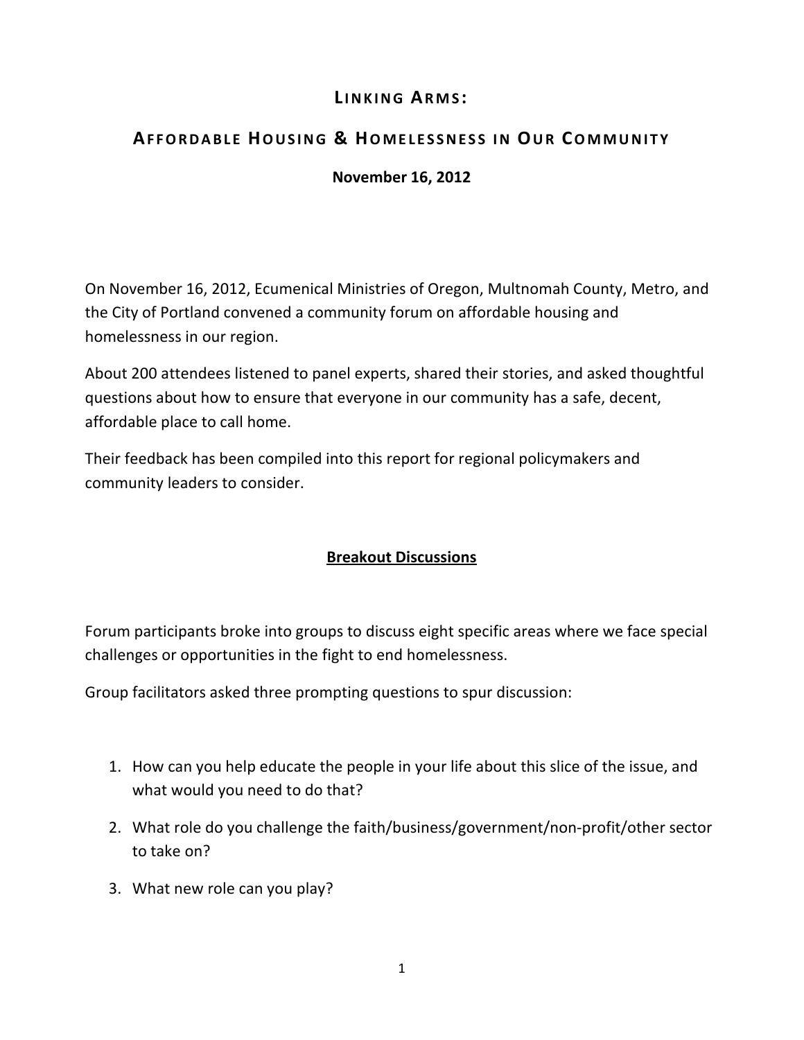# Linking Arms:

## Affordable Housing & Homelessness in Our Community

**November 16, 2012**

On November 16, 2012, Ecumenical Ministries of Oregon, Multnomah County, Metro, and the City of Portland convened a community forum on affordable housing and homelessness in our region.

About 200 attendees listened to panel experts, shared their stories, and asked thoughtful questions about how to ensure that everyone in our community has a safe, decent, affordable place to call home.

Their feedback has been compiled into this report for regional policymakers and community leaders to consider.

## Breakout Discussions

Forum participants broke into groups to discuss eight specific areas where we face special challenges or opportunities in the fight to end homelessness.

Group facilitators asked three prompting questions to spur discussion:

1. How can you help educate the people in your life about this slice of the issue, and what would you need to do that?
2. What role do you challenge the faith/business/government/non-profit/other sector to take on?
3. What new role can you play?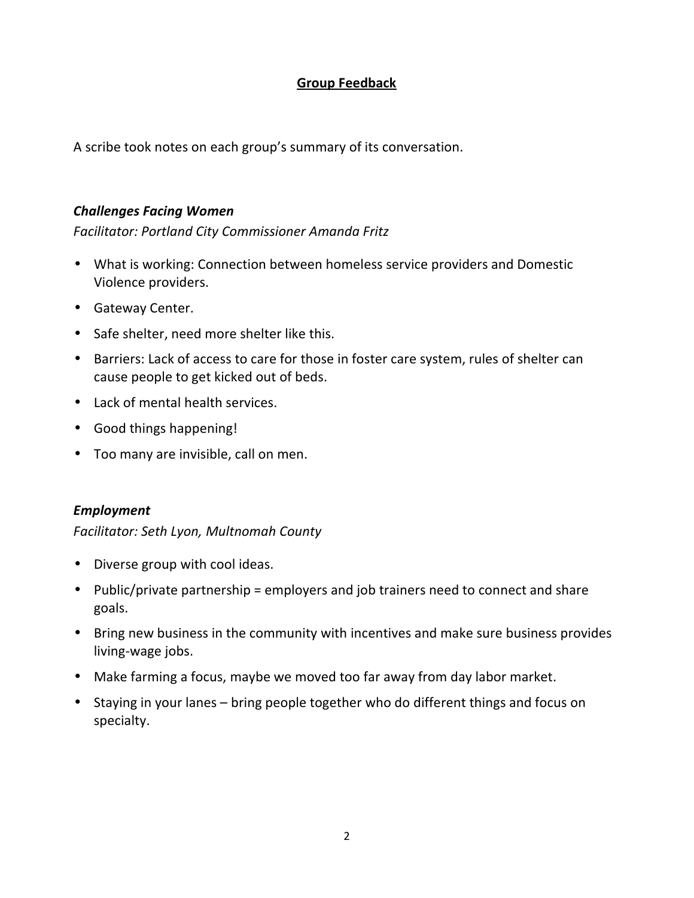## Group Feedback

A scribe took notes on each group's summary of its conversation.

### *Challenges Facing Women*

*Facilitator: Portland City Commissioner Amanda Fritz*

- What is working: Connection between homeless service providers and Domestic Violence providers.
- Gateway Center.
- Safe shelter, need more shelter like this.
- Barriers: Lack of access to care for those in foster care system, rules of shelter can cause people to get kicked out of beds.
- Lack of mental health services.
- Good things happening!
- Too many are invisible, call on men.

### *Employment*

*Facilitator: Seth Lyon, Multnomah County*

- Diverse group with cool ideas.
- Public/private partnership = employers and job trainers need to connect and share goals.
- Bring new business in the community with incentives and make sure business provides living-wage jobs.
- Make farming a focus, maybe we moved too far away from day labor market.
- Staying in your lanes – bring people together who do different things and focus on specialty.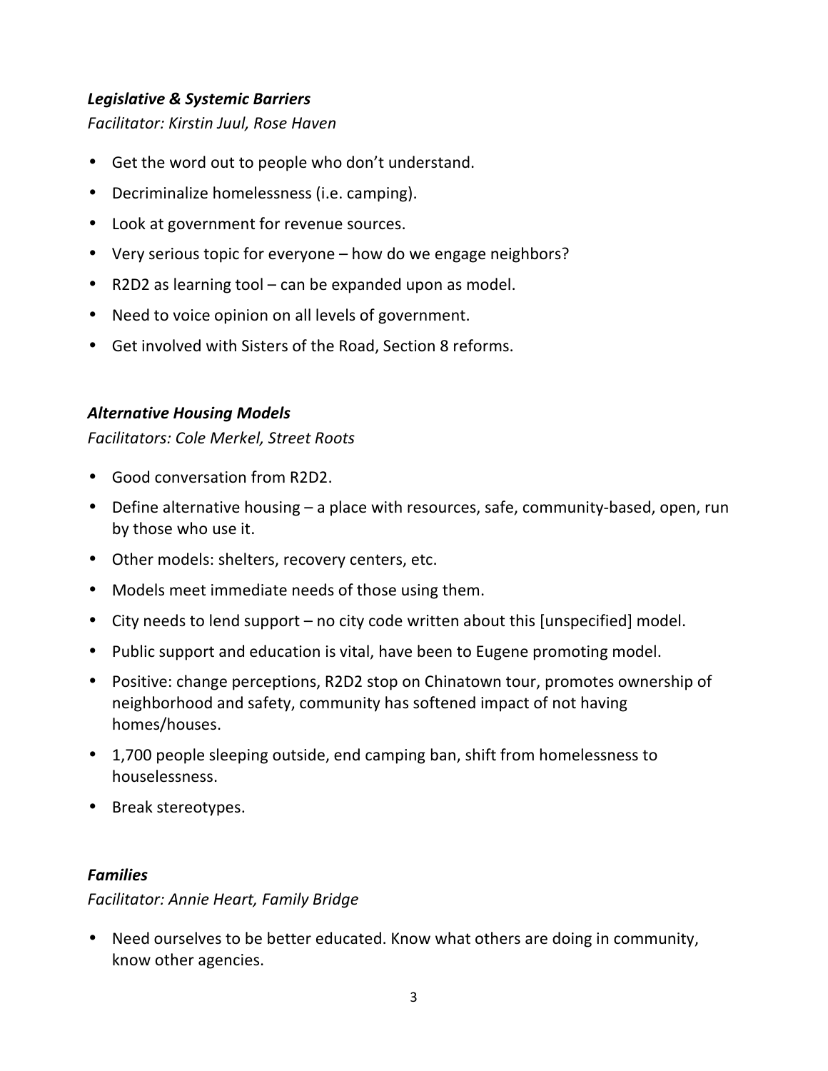***Legislative & Systemic Barriers***

*Facilitator: Kirstin Juul, Rose Haven*

- Get the word out to people who don't understand.
- Decriminalize homelessness (i.e. camping).
- Look at government for revenue sources.
- Very serious topic for everyone – how do we engage neighbors?
- R2D2 as learning tool – can be expanded upon as model.
- Need to voice opinion on all levels of government.
- Get involved with Sisters of the Road, Section 8 reforms.

***Alternative Housing Models***

*Facilitators: Cole Merkel, Street Roots*

- Good conversation from R2D2.
- Define alternative housing – a place with resources, safe, community-based, open, run by those who use it.
- Other models: shelters, recovery centers, etc.
- Models meet immediate needs of those using them.
- City needs to lend support – no city code written about this [unspecified] model.
- Public support and education is vital, have been to Eugene promoting model.
- Positive: change perceptions, R2D2 stop on Chinatown tour, promotes ownership of neighborhood and safety, community has softened impact of not having homes/houses.
- 1,700 people sleeping outside, end camping ban, shift from homelessness to houselessness.
- Break stereotypes.

***Families***

*Facilitator: Annie Heart, Family Bridge*

- Need ourselves to be better educated. Know what others are doing in community, know other agencies.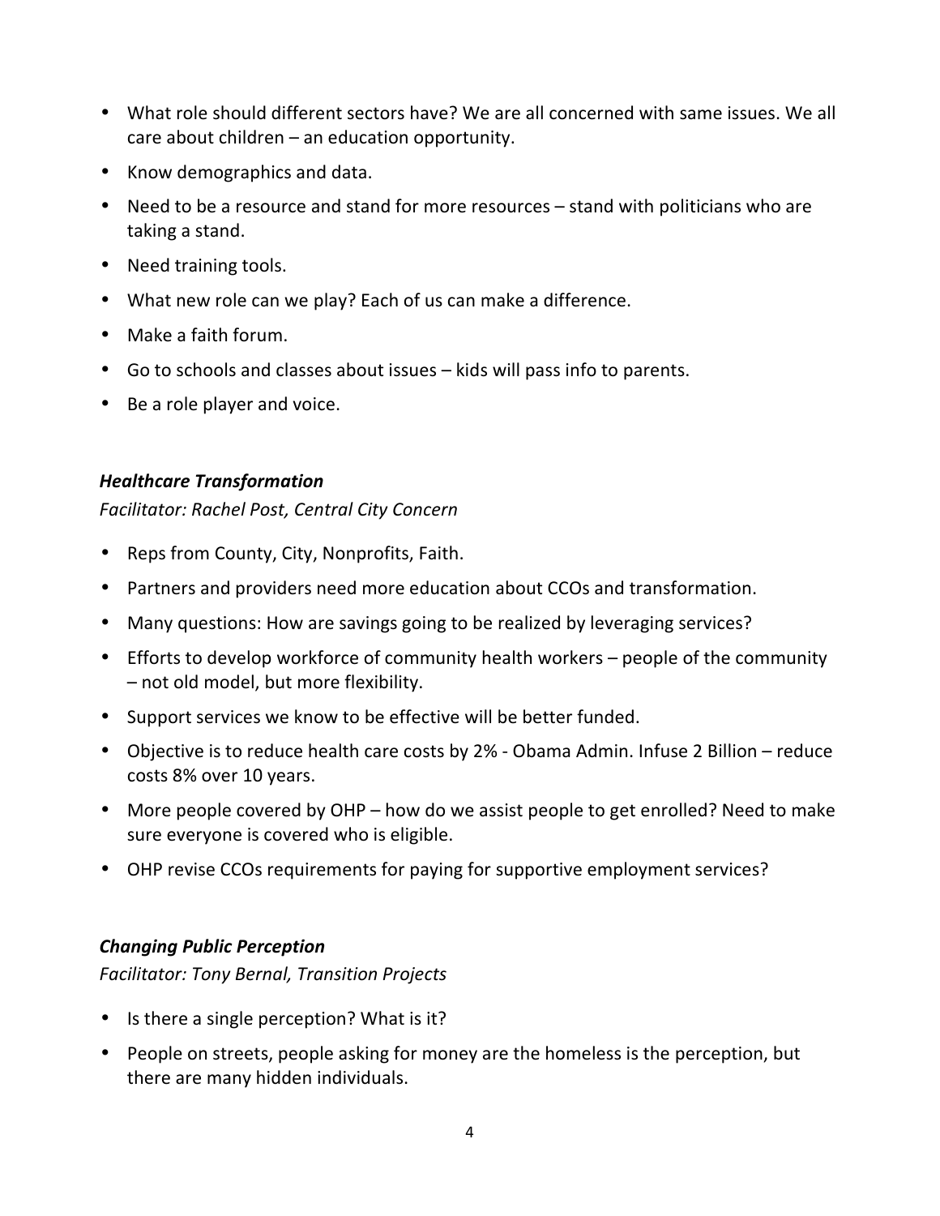- What role should different sectors have? We are all concerned with same issues. We all care about children – an education opportunity.
- Know demographics and data.
- Need to be a resource and stand for more resources – stand with politicians who are taking a stand.
- Need training tools.
- What new role can we play? Each of us can make a difference.
- Make a faith forum.
- Go to schools and classes about issues – kids will pass info to parents.
- Be a role player and voice.

***Healthcare Transformation***

*Facilitator: Rachel Post, Central City Concern*

- Reps from County, City, Nonprofits, Faith.
- Partners and providers need more education about CCOs and transformation.
- Many questions: How are savings going to be realized by leveraging services?
- Efforts to develop workforce of community health workers – people of the community – not old model, but more flexibility.
- Support services we know to be effective will be better funded.
- Objective is to reduce health care costs by 2% - Obama Admin. Infuse 2 Billion – reduce costs 8% over 10 years.
- More people covered by OHP – how do we assist people to get enrolled? Need to make sure everyone is covered who is eligible.
- OHP revise CCOs requirements for paying for supportive employment services?

***Changing Public Perception***

*Facilitator: Tony Bernal, Transition Projects*

- Is there a single perception? What is it?
- People on streets, people asking for money are the homeless is the perception, but there are many hidden individuals.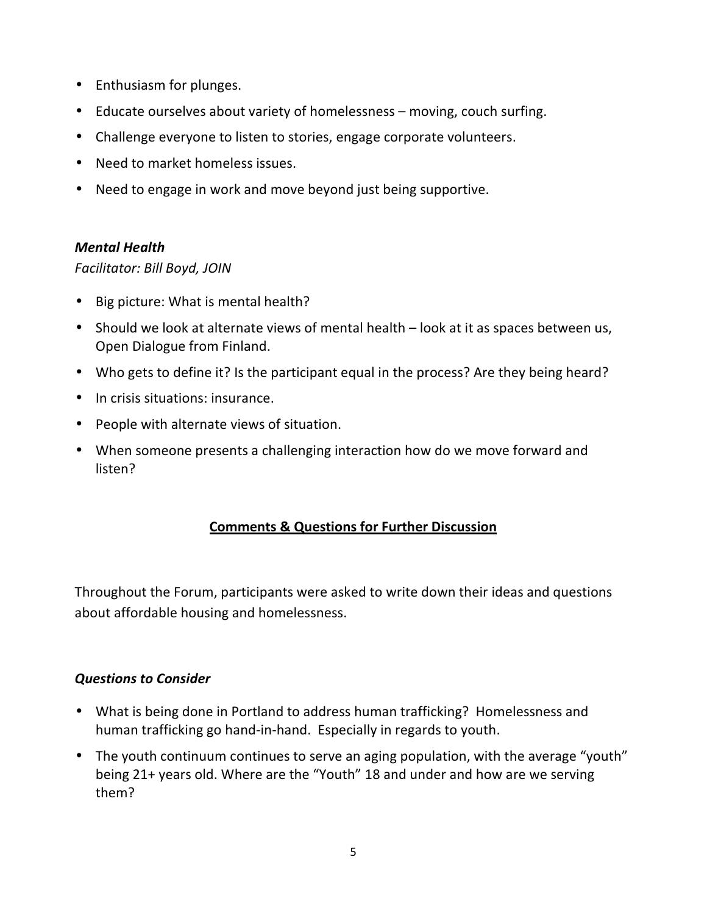- Enthusiasm for plunges.
- Educate ourselves about variety of homelessness – moving, couch surfing.
- Challenge everyone to listen to stories, engage corporate volunteers.
- Need to market homeless issues.
- Need to engage in work and move beyond just being supportive.

***Mental Health***

*Facilitator: Bill Boyd, JOIN*

- Big picture: What is mental health?
- Should we look at alternate views of mental health – look at it as spaces between us, Open Dialogue from Finland.
- Who gets to define it? Is the participant equal in the process? Are they being heard?
- In crisis situations: insurance.
- People with alternate views of situation.
- When someone presents a challenging interaction how do we move forward and listen?

## Comments & Questions for Further Discussion

Throughout the Forum, participants were asked to write down their ideas and questions about affordable housing and homelessness.

***Questions to Consider***

- What is being done in Portland to address human trafficking? Homelessness and human trafficking go hand-in-hand. Especially in regards to youth.
- The youth continuum continues to serve an aging population, with the average "youth" being 21+ years old. Where are the "Youth" 18 and under and how are we serving them?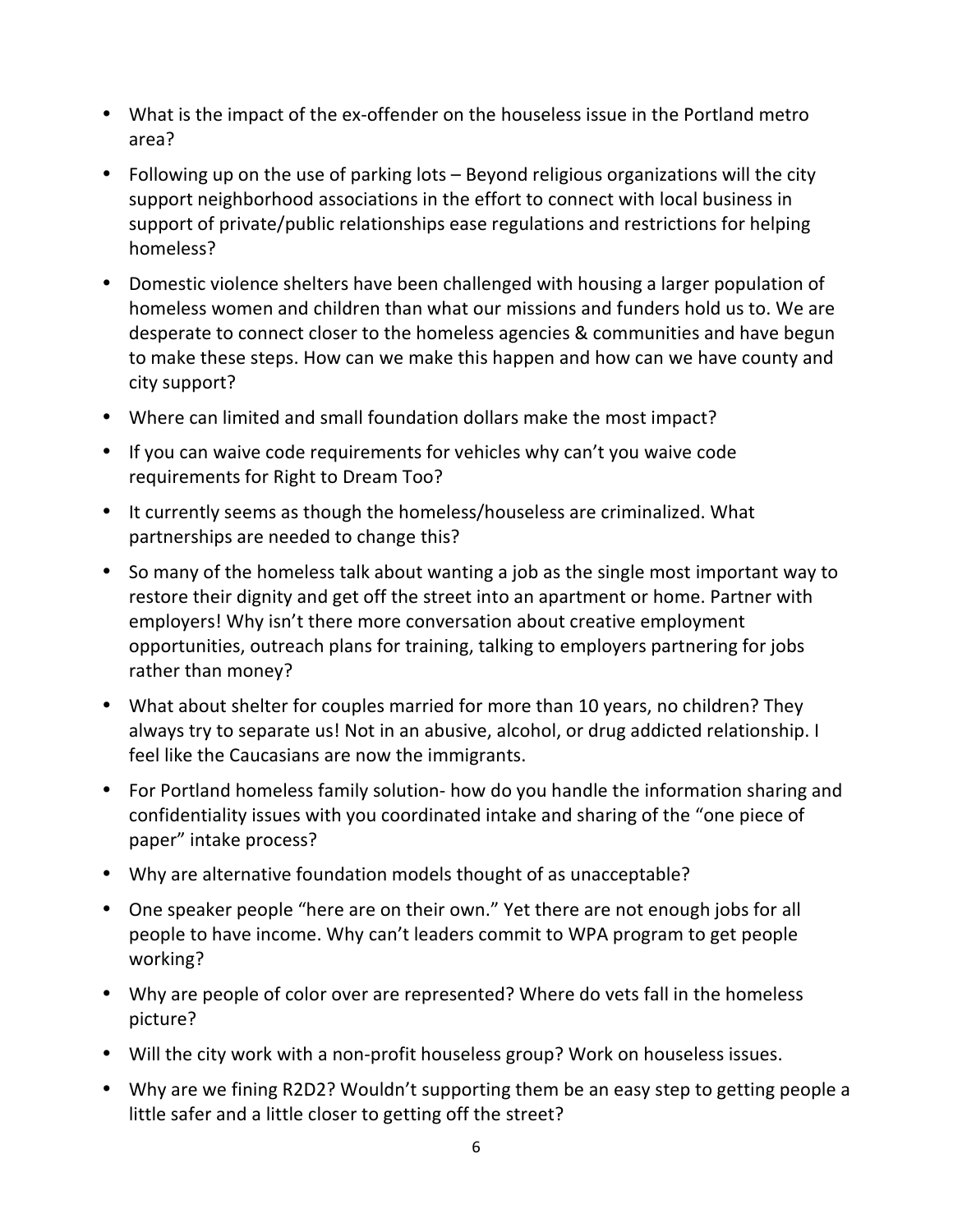- What is the impact of the ex-offender on the houseless issue in the Portland metro area?
- Following up on the use of parking lots – Beyond religious organizations will the city support neighborhood associations in the effort to connect with local business in support of private/public relationships ease regulations and restrictions for helping homeless?
- Domestic violence shelters have been challenged with housing a larger population of homeless women and children than what our missions and funders hold us to. We are desperate to connect closer to the homeless agencies & communities and have begun to make these steps. How can we make this happen and how can we have county and city support?
- Where can limited and small foundation dollars make the most impact?
- If you can waive code requirements for vehicles why can't you waive code requirements for Right to Dream Too?
- It currently seems as though the homeless/houseless are criminalized. What partnerships are needed to change this?
- So many of the homeless talk about wanting a job as the single most important way to restore their dignity and get off the street into an apartment or home. Partner with employers! Why isn't there more conversation about creative employment opportunities, outreach plans for training, talking to employers partnering for jobs rather than money?
- What about shelter for couples married for more than 10 years, no children? They always try to separate us! Not in an abusive, alcohol, or drug addicted relationship. I feel like the Caucasians are now the immigrants.
- For Portland homeless family solution- how do you handle the information sharing and confidentiality issues with you coordinated intake and sharing of the "one piece of paper" intake process?
- Why are alternative foundation models thought of as unacceptable?
- One speaker people "here are on their own." Yet there are not enough jobs for all people to have income. Why can't leaders commit to WPA program to get people working?
- Why are people of color over are represented? Where do vets fall in the homeless picture?
- Will the city work with a non-profit houseless group? Work on houseless issues.
- Why are we fining R2D2? Wouldn't supporting them be an easy step to getting people a little safer and a little closer to getting off the street?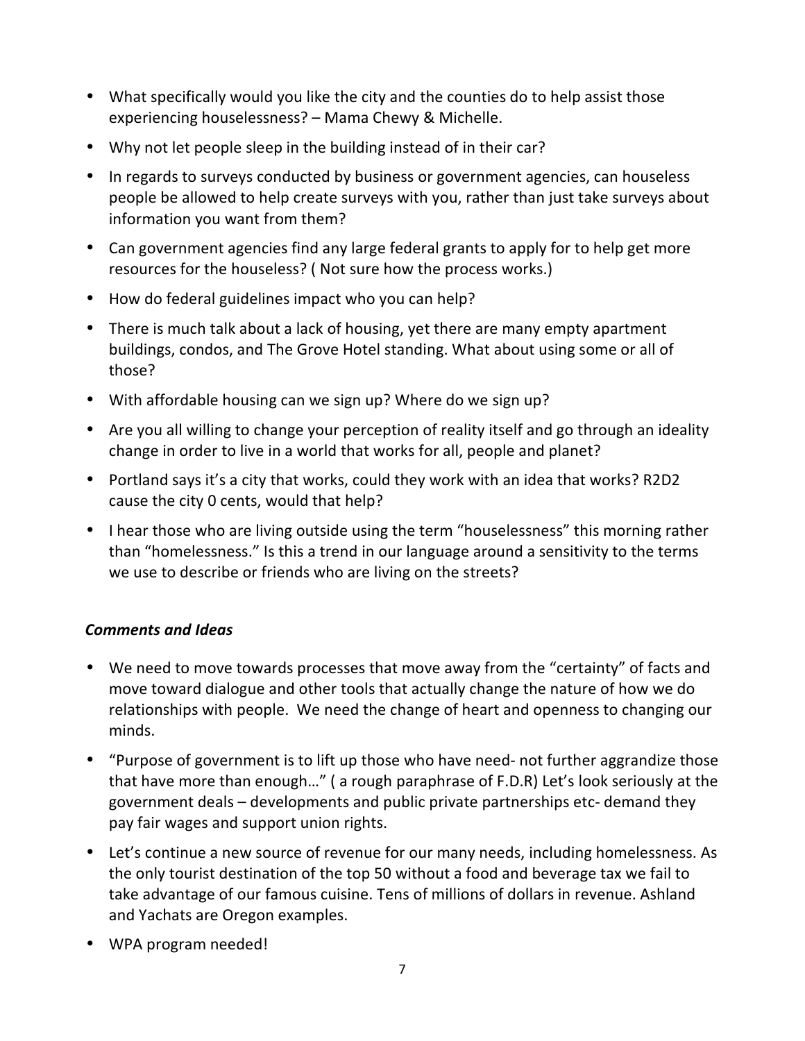- What specifically would you like the city and the counties do to help assist those experiencing houselessness? – Mama Chewy & Michelle.
- Why not let people sleep in the building instead of in their car?
- In regards to surveys conducted by business or government agencies, can houseless people be allowed to help create surveys with you, rather than just take surveys about information you want from them?
- Can government agencies find any large federal grants to apply for to help get more resources for the houseless? ( Not sure how the process works.)
- How do federal guidelines impact who you can help?
- There is much talk about a lack of housing, yet there are many empty apartment buildings, condos, and The Grove Hotel standing. What about using some or all of those?
- With affordable housing can we sign up? Where do we sign up?
- Are you all willing to change your perception of reality itself and go through an ideality change in order to live in a world that works for all, people and planet?
- Portland says it's a city that works, could they work with an idea that works? R2D2 cause the city 0 cents, would that help?
- I hear those who are living outside using the term "houselessness" this morning rather than "homelessness." Is this a trend in our language around a sensitivity to the terms we use to describe or friends who are living on the streets?

### *Comments and Ideas*

- We need to move towards processes that move away from the "certainty" of facts and move toward dialogue and other tools that actually change the nature of how we do relationships with people. We need the change of heart and openness to changing our minds.
- "Purpose of government is to lift up those who have need- not further aggrandize those that have more than enough…" ( a rough paraphrase of F.D.R) Let's look seriously at the government deals – developments and public private partnerships etc- demand they pay fair wages and support union rights.
- Let's continue a new source of revenue for our many needs, including homelessness. As the only tourist destination of the top 50 without a food and beverage tax we fail to take advantage of our famous cuisine. Tens of millions of dollars in revenue. Ashland and Yachats are Oregon examples.
- WPA program needed!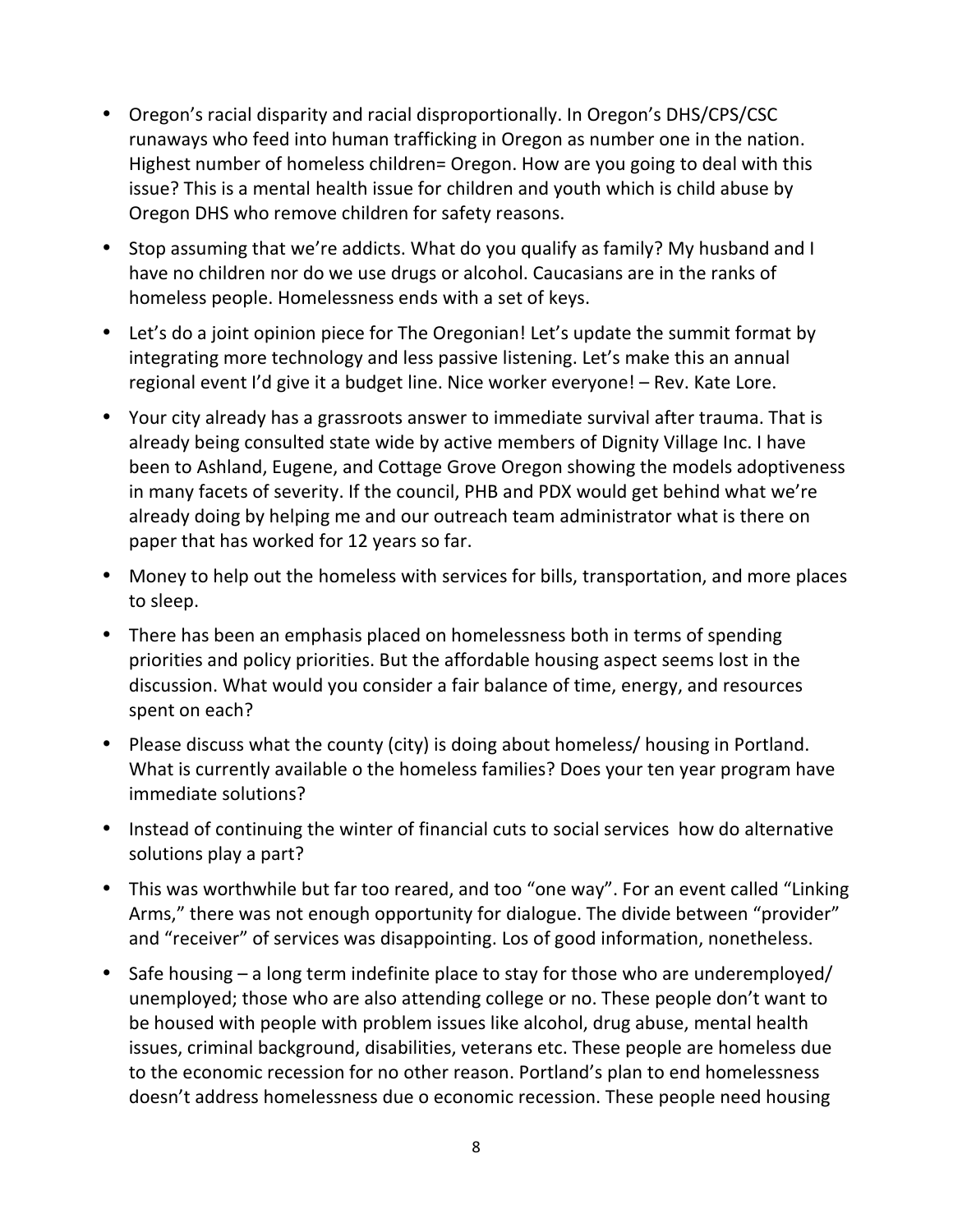- Oregon's racial disparity and racial disproportionally. In Oregon's DHS/CPS/CSC runaways who feed into human trafficking in Oregon as number one in the nation. Highest number of homeless children= Oregon. How are you going to deal with this issue? This is a mental health issue for children and youth which is child abuse by Oregon DHS who remove children for safety reasons.
- Stop assuming that we're addicts. What do you qualify as family? My husband and I have no children nor do we use drugs or alcohol. Caucasians are in the ranks of homeless people. Homelessness ends with a set of keys.
- Let's do a joint opinion piece for The Oregonian! Let's update the summit format by integrating more technology and less passive listening. Let's make this an annual regional event I'd give it a budget line. Nice worker everyone! – Rev. Kate Lore.
- Your city already has a grassroots answer to immediate survival after trauma. That is already being consulted state wide by active members of Dignity Village Inc. I have been to Ashland, Eugene, and Cottage Grove Oregon showing the models adoptiveness in many facets of severity. If the council, PHB and PDX would get behind what we're already doing by helping me and our outreach team administrator what is there on paper that has worked for 12 years so far.
- Money to help out the homeless with services for bills, transportation, and more places to sleep.
- There has been an emphasis placed on homelessness both in terms of spending priorities and policy priorities. But the affordable housing aspect seems lost in the discussion. What would you consider a fair balance of time, energy, and resources spent on each?
- Please discuss what the county (city) is doing about homeless/ housing in Portland. What is currently available o the homeless families? Does your ten year program have immediate solutions?
- Instead of continuing the winter of financial cuts to social services how do alternative solutions play a part?
- This was worthwhile but far too reared, and too "one way". For an event called "Linking Arms," there was not enough opportunity for dialogue. The divide between "provider" and "receiver" of services was disappointing. Los of good information, nonetheless.
- Safe housing – a long term indefinite place to stay for those who are underemployed/ unemployed; those who are also attending college or no. These people don't want to be housed with people with problem issues like alcohol, drug abuse, mental health issues, criminal background, disabilities, veterans etc. These people are homeless due to the economic recession for no other reason. Portland's plan to end homelessness doesn't address homelessness due o economic recession. These people need housing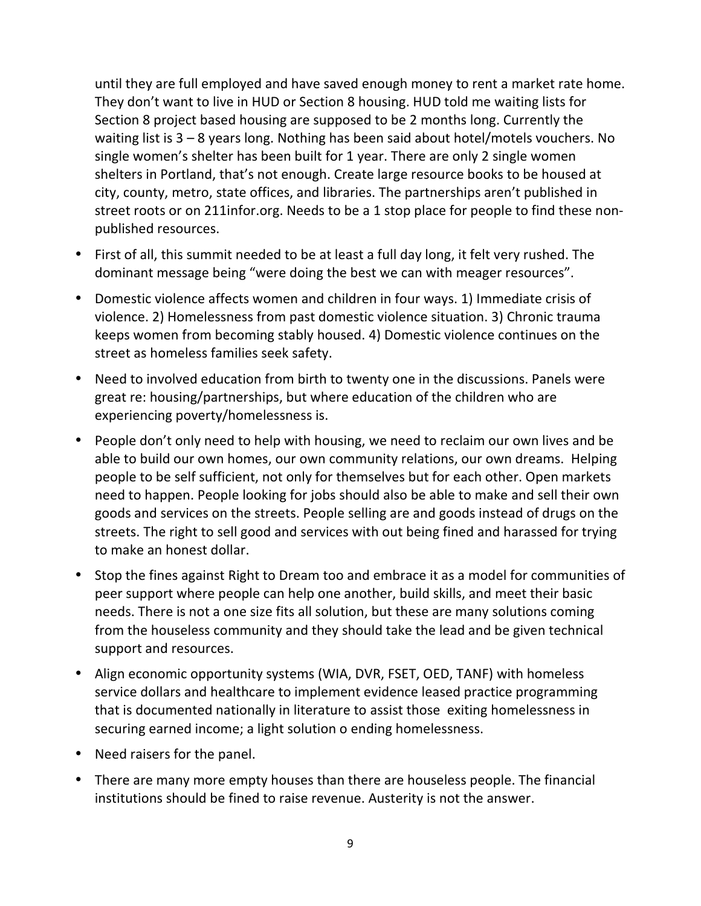until they are full employed and have saved enough money to rent a market rate home. They don't want to live in HUD or Section 8 housing. HUD told me waiting lists for Section 8 project based housing are supposed to be 2 months long. Currently the waiting list is 3 – 8 years long. Nothing has been said about hotel/motels vouchers. No single women's shelter has been built for 1 year. There are only 2 single women shelters in Portland, that's not enough. Create large resource books to be housed at city, county, metro, state offices, and libraries. The partnerships aren't published in street roots or on 211infor.org. Needs to be a 1 stop place for people to find these non-published resources.

- First of all, this summit needed to be at least a full day long, it felt very rushed. The dominant message being "were doing the best we can with meager resources".
- Domestic violence affects women and children in four ways. 1) Immediate crisis of violence. 2) Homelessness from past domestic violence situation. 3) Chronic trauma keeps women from becoming stably housed. 4) Domestic violence continues on the street as homeless families seek safety.
- Need to involved education from birth to twenty one in the discussions. Panels were great re: housing/partnerships, but where education of the children who are experiencing poverty/homelessness is.
- People don't only need to help with housing, we need to reclaim our own lives and be able to build our own homes, our own community relations, our own dreams. Helping people to be self sufficient, not only for themselves but for each other. Open markets need to happen. People looking for jobs should also be able to make and sell their own goods and services on the streets. People selling are and goods instead of drugs on the streets. The right to sell good and services with out being fined and harassed for trying to make an honest dollar.
- Stop the fines against Right to Dream too and embrace it as a model for communities of peer support where people can help one another, build skills, and meet their basic needs. There is not a one size fits all solution, but these are many solutions coming from the houseless community and they should take the lead and be given technical support and resources.
- Align economic opportunity systems (WIA, DVR, FSET, OED, TANF) with homeless service dollars and healthcare to implement evidence leased practice programming that is documented nationally in literature to assist those exiting homelessness in securing earned income; a light solution o ending homelessness.
- Need raisers for the panel.
- There are many more empty houses than there are houseless people. The financial institutions should be fined to raise revenue. Austerity is not the answer.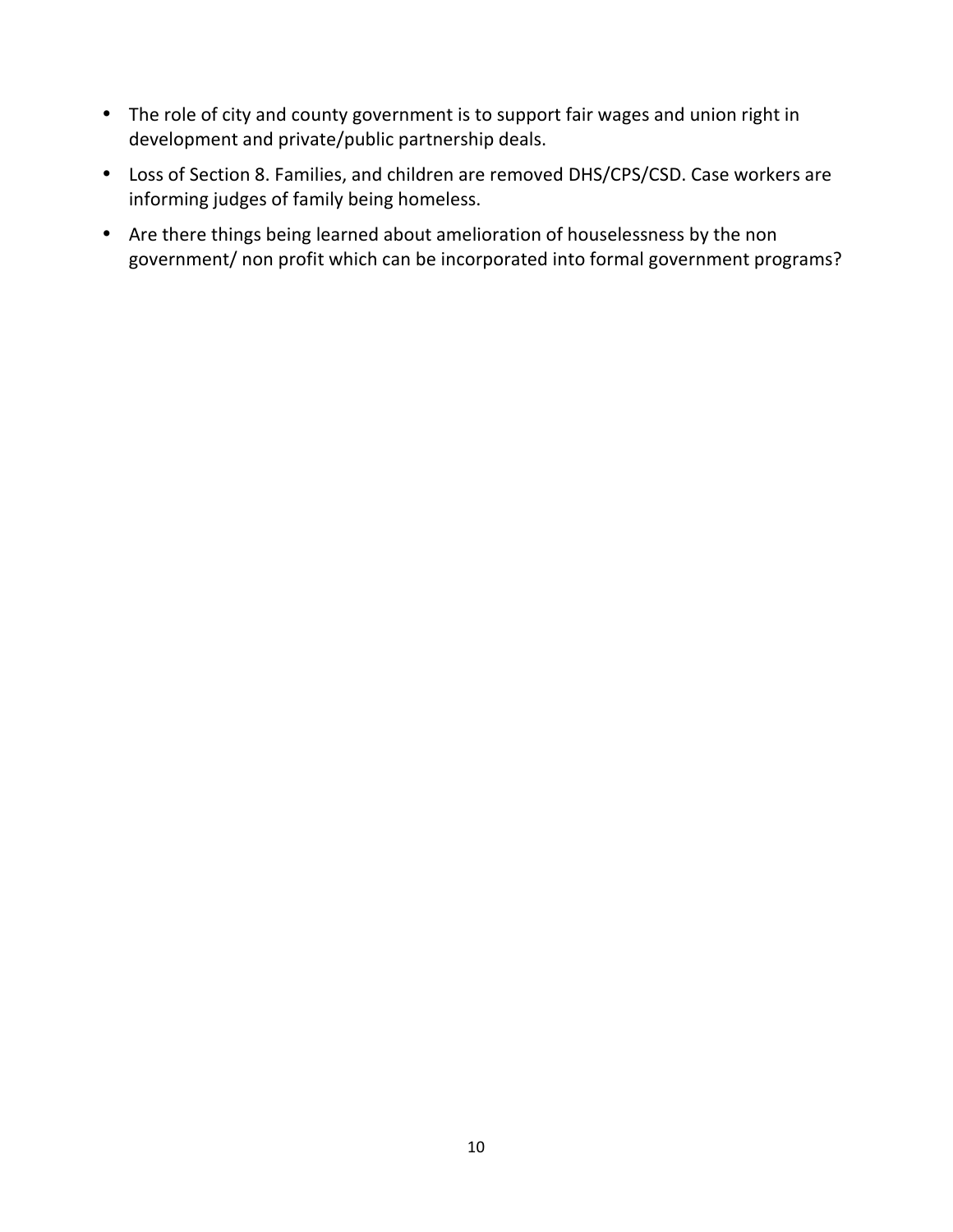- The role of city and county government is to support fair wages and union right in development and private/public partnership deals.
- Loss of Section 8. Families, and children are removed DHS/CPS/CSD. Case workers are informing judges of family being homeless.
- Are there things being learned about amelioration of houselessness by the non government/ non profit which can be incorporated into formal government programs?